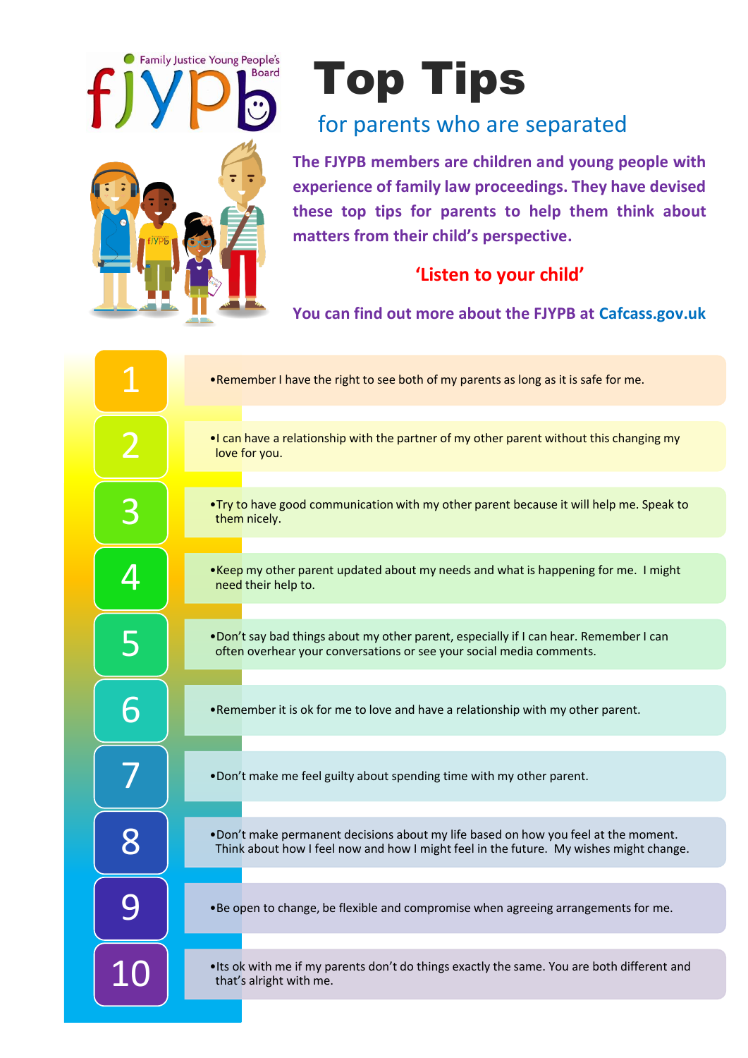Family Justice Young People's Board

fJYPb

# Top Tips

## for parents who are separated

**The FJYPB members are children and young people with experience of family law proceedings. They have devised these top tips for parents to help them think about matters from their child's perspective.**

**'Listen to your child'**

**You can find out more about the FJYPB at Cafcass.gov.uk**

1. Remember I have the right to see both of my parents as long as it is safe for me.

2. I can have a relationship with the partner of my other parent without this changing my love for you.

3. Try to have good communication with my other parent because it will help me. Speak to them nicely.

4. Keep my other parent updated about my needs and what is happening for me. I might need their help to.

5. Don't say bad things about my other parent, especially if I can hear. Remember I can often overhear your conversations or see your social media comments.

6. Remember it is ok for me to love and have a relationship with my other parent.

7. Don't make me feel guilty about spending time with my other parent.

8. Don't make permanent decisions about my life based on how you feel at the moment. Think about how I feel now and how I might feel in the future. My wishes might change.

9. Be open to change, be flexible and compromise when agreeing arrangements for me.

10. Its ok with me if my parents don't do things exactly the same. You are both different and that's alright with me.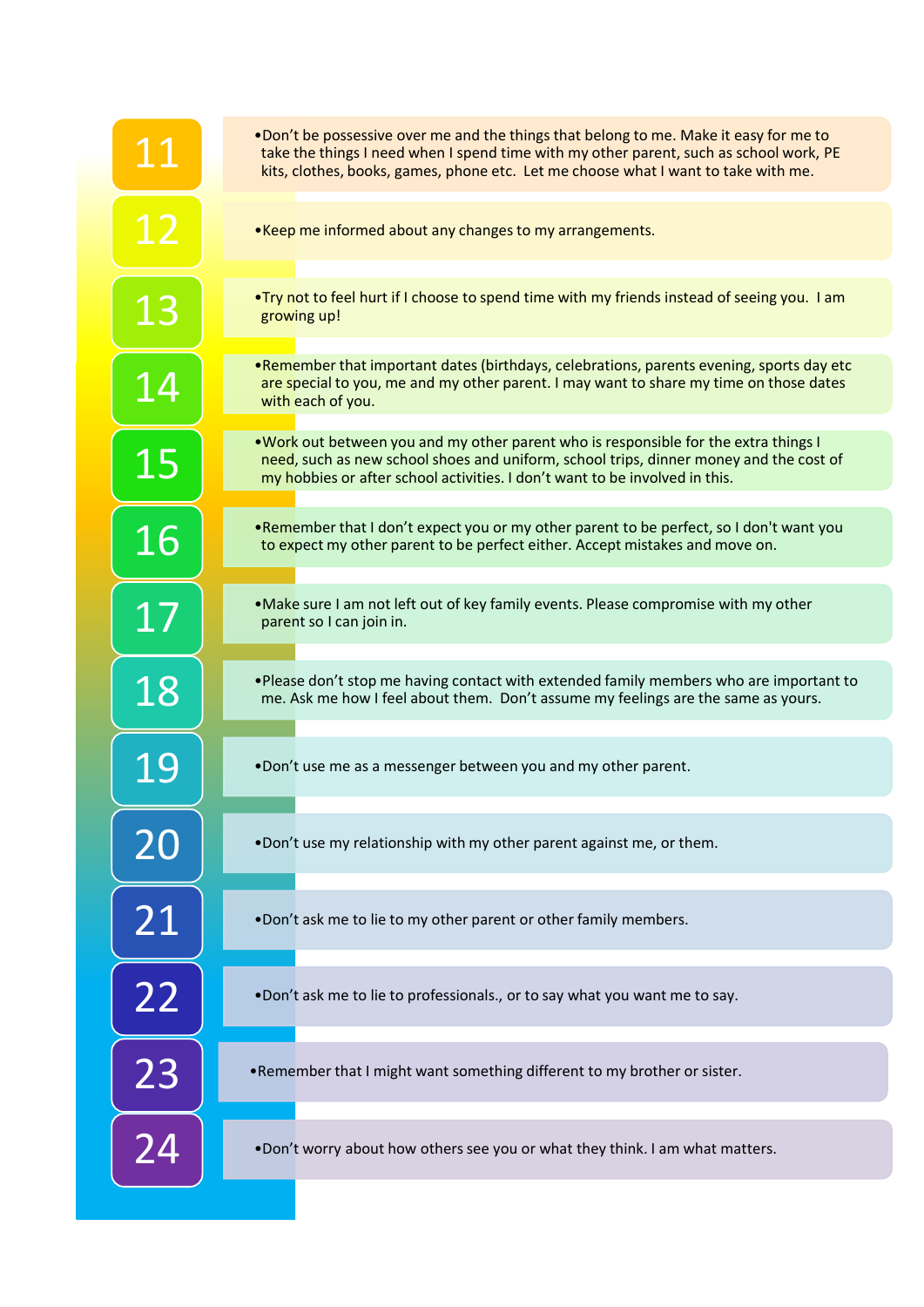11. Don’t be possessive over me and the things that belong to me. Make it easy for me to take the things I need when I spend time with my other parent, such as school work, PE kits, clothes, books, games, phone etc. Let me choose what I want to take with me.

12. Keep me informed about any changes to my arrangements.

13. Try not to feel hurt if I choose to spend time with my friends instead of seeing you. I am growing up!

14. Remember that important dates (birthdays, celebrations, parents evening, sports day etc are special to you, me and my other parent. I may want to share my time on those dates with each of you.

15. Work out between you and my other parent who is responsible for the extra things I need, such as new school shoes and uniform, school trips, dinner money and the cost of my hobbies or after school activities. I don’t want to be involved in this.

16. Remember that I don’t expect you or my other parent to be perfect, so I don't want you to expect my other parent to be perfect either. Accept mistakes and move on.

17. Make sure I am not left out of key family events. Please compromise with my other parent so I can join in.

18. Please don’t stop me having contact with extended family members who are important to me. Ask me how I feel about them. Don’t assume my feelings are the same as yours.

19. Don’t use me as a messenger between you and my other parent.

20. Don’t use my relationship with my other parent against me, or them.

21. Don’t ask me to lie to my other parent or other family members.

22. Don’t ask me to lie to professionals., or to say what you want me to say.

23. Remember that I might want something different to my brother or sister.

24. Don’t worry about how others see you or what they think. I am what matters.